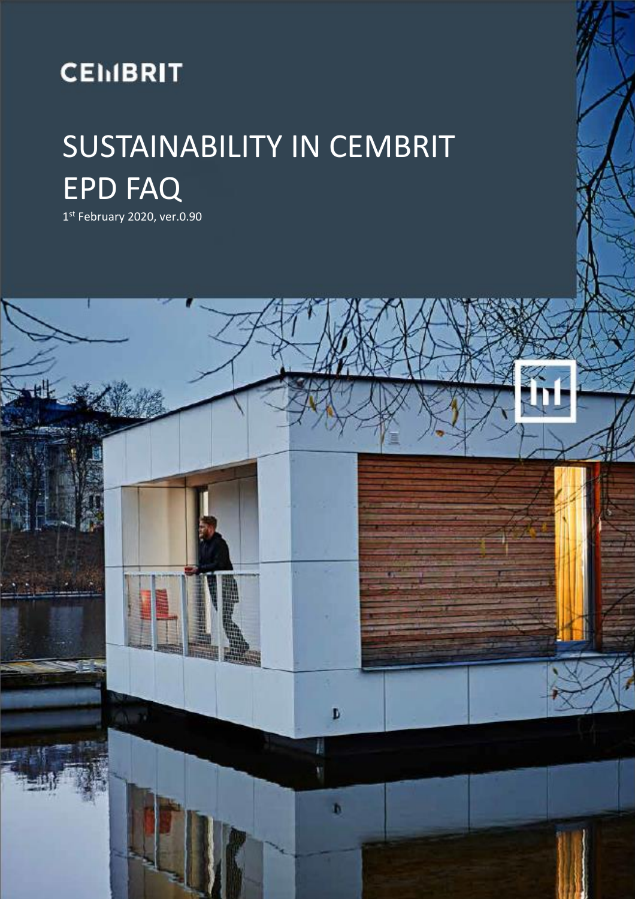CEMBRIT

# SUSTAINABILITY IN CEMBRIT EPD FAQ

1st February 2020, ver.0.90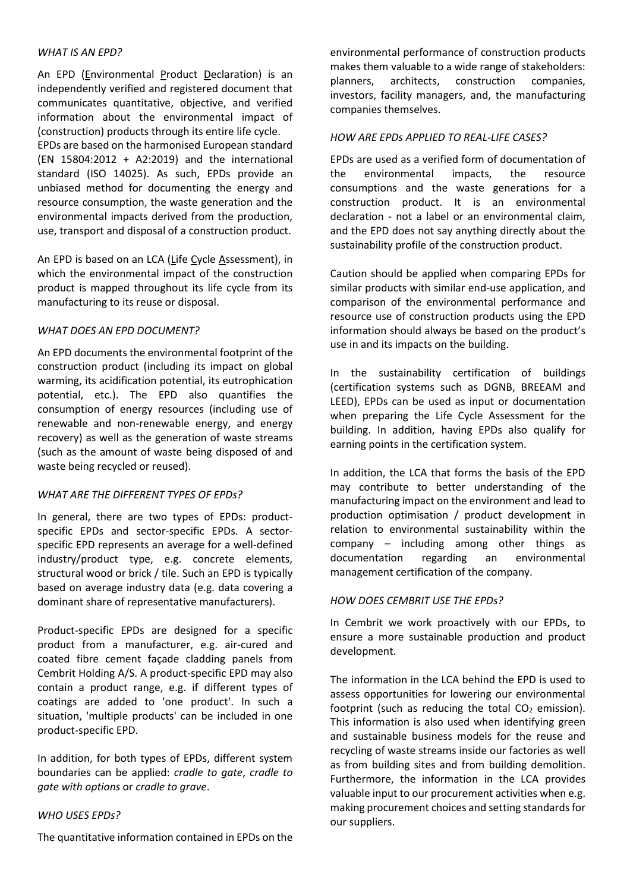*WHAT IS AN EPD?*

An EPD (Environmental Product Declaration) is an independently verified and registered document that communicates quantitative, objective, and verified information about the environmental impact of (construction) products through its entire life cycle.
EPDs are based on the harmonised European standard (EN 15804:2012 + A2:2019) and the international standard (ISO 14025). As such, EPDs provide an unbiased method for documenting the energy and resource consumption, the waste generation and the environmental impacts derived from the production, use, transport and disposal of a construction product.

An EPD is based on an LCA (Life Cycle Assessment), in which the environmental impact of the construction product is mapped throughout its life cycle from its manufacturing to its reuse or disposal.

*WHAT DOES AN EPD DOCUMENT?*

An EPD documents the environmental footprint of the construction product (including its impact on global warming, its acidification potential, its eutrophication potential, etc.). The EPD also quantifies the consumption of energy resources (including use of renewable and non-renewable energy, and energy recovery) as well as the generation of waste streams (such as the amount of waste being disposed of and waste being recycled or reused).

*WHAT ARE THE DIFFERENT TYPES OF EPDs?*

In general, there are two types of EPDs: product-specific EPDs and sector-specific EPDs. A sector-specific EPD represents an average for a well-defined industry/product type, e.g. concrete elements, structural wood or brick / tile. Such an EPD is typically based on average industry data (e.g. data covering a dominant share of representative manufacturers).

Product-specific EPDs are designed for a specific product from a manufacturer, e.g. air-cured and coated fibre cement façade cladding panels from Cembrit Holding A/S. A product-specific EPD may also contain a product range, e.g. if different types of coatings are added to 'one product'. In such a situation, 'multiple products' can be included in one product-specific EPD.

In addition, for both types of EPDs, different system boundaries can be applied: *cradle to gate*, *cradle to gate with options* or *cradle to grave*.

*WHO USES EPDs?*

The quantitative information contained in EPDs on the environmental performance of construction products makes them valuable to a wide range of stakeholders: planners, architects, construction companies, investors, facility managers, and, the manufacturing companies themselves.

*HOW ARE EPDs APPLIED TO REAL-LIFE CASES?*

EPDs are used as a verified form of documentation of the environmental impacts, the resource consumptions and the waste generations for a construction product. It is an environmental declaration - not a label or an environmental claim, and the EPD does not say anything directly about the sustainability profile of the construction product.

Caution should be applied when comparing EPDs for similar products with similar end-use application, and comparison of the environmental performance and resource use of construction products using the EPD information should always be based on the product's use in and its impacts on the building.

In the sustainability certification of buildings (certification systems such as DGNB, BREEAM and LEED), EPDs can be used as input or documentation when preparing the Life Cycle Assessment for the building. In addition, having EPDs also qualify for earning points in the certification system.

In addition, the LCA that forms the basis of the EPD may contribute to better understanding of the manufacturing impact on the environment and lead to production optimisation / product development in relation to environmental sustainability within the company – including among other things as documentation regarding an environmental management certification of the company.

*HOW DOES CEMBRIT USE THE EPDs?*

In Cembrit we work proactively with our EPDs, to ensure a more sustainable production and product development.

The information in the LCA behind the EPD is used to assess opportunities for lowering our environmental footprint (such as reducing the total $CO_2$ emission). This information is also used when identifying green and sustainable business models for the reuse and recycling of waste streams inside our factories as well as from building sites and from building demolition. Furthermore, the information in the LCA provides valuable input to our procurement activities when e.g. making procurement choices and setting standards for our suppliers.